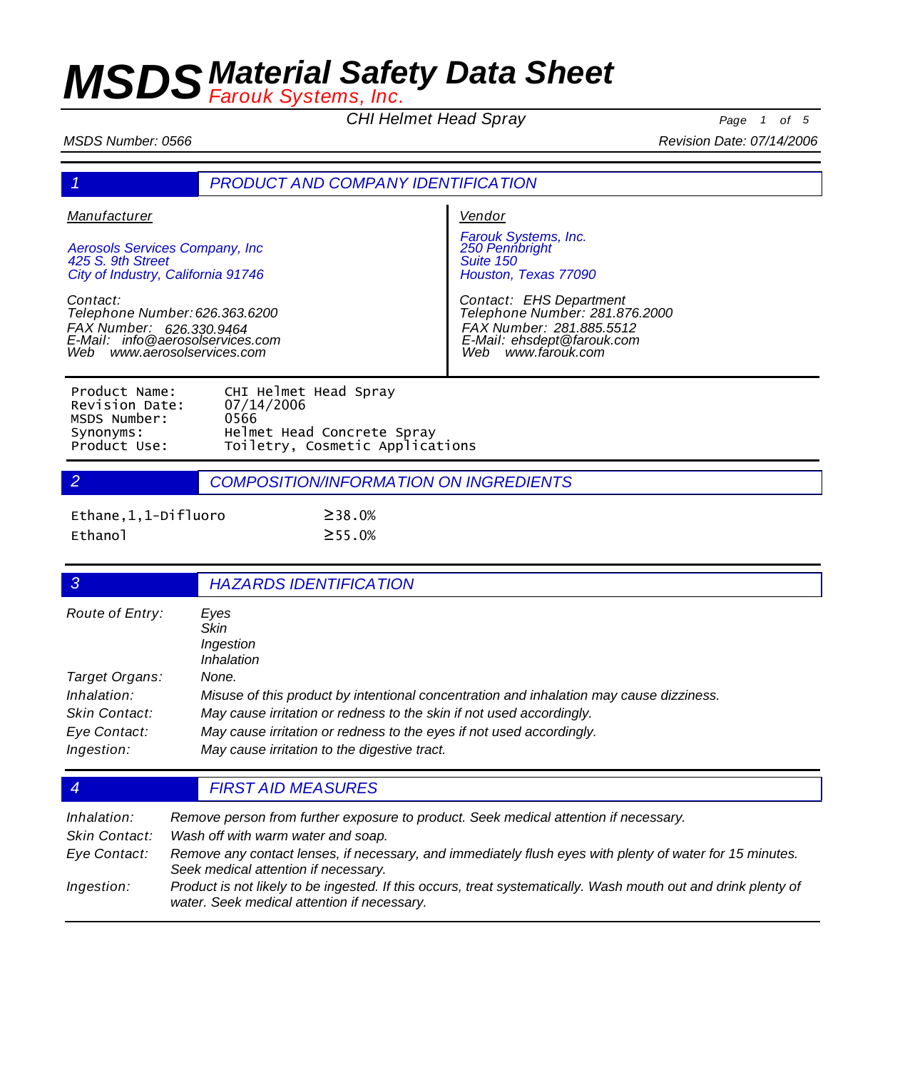# MSDS Material Safety Data Sheet

Farouk Systems, Inc.

CHI Helmet Head Spray

MSDS Number: 0566

Revision Date: 07/14/2006

## 1 PRODUCT AND COMPANY IDENTIFICATION

**Manufacturer**

Aerosols Services Company, Inc
425 S. 9th Street
City of Industry, California 91746

Contact:
Telephone Number: 626.363.6200
FAX Number: 626.330.9464
E-Mail: info@aerosolservices.com
Web www.aerosolservices.com

**Vendor**

Farouk Systems, Inc.
250 Pennbright
Suite 150
Houston, Texas 77090

Contact: EHS Department
Telephone Number: 281.876.2000
FAX Number: 281.885.5512
E-Mail: ehsdept@farouk.com
Web www.farouk.com

| | |
|---|---|
| Product Name: | CHI Helmet Head Spray |
| Revision Date: | 07/14/2006 |
| MSDS Number: | 0566 |
| Synonyms: | Helmet Head Concrete Spray |
| Product Use: | Toiletry, Cosmetic Applications |

## 2 COMPOSITION/INFORMATION ON INGREDIENTS

| | |
|---|---|
| Ethane,1,1-Difluoro | ≥38.0% |
| Ethanol | ≥55.0% |

## 3 HAZARDS IDENTIFICATION

| | |
|---|---|
| Route of Entry: | Eyes<br>Skin<br>Ingestion<br>Inhalation |
| Target Organs: | None. |
| Inhalation: | Misuse of this product by intentional concentration and inhalation may cause dizziness. |
| Skin Contact: | May cause irritation or redness to the skin if not used accordingly. |
| Eye Contact: | May cause irritation or redness to the eyes if not used accordingly. |
| Ingestion: | May cause irritation to the digestive tract. |

## 4 FIRST AID MEASURES

| | |
|---|---|
| Inhalation: | Remove person from further exposure to product. Seek medical attention if necessary. |
| Skin Contact: | Wash off with warm water and soap. |
| Eye Contact: | Remove any contact lenses, if necessary, and immediately flush eyes with plenty of water for 15 minutes. Seek medical attention if necessary. |
| Ingestion: | Product is not likely to be ingested. If this occurs, treat systematically. Wash mouth out and drink plenty of water. Seek medical attention if necessary. |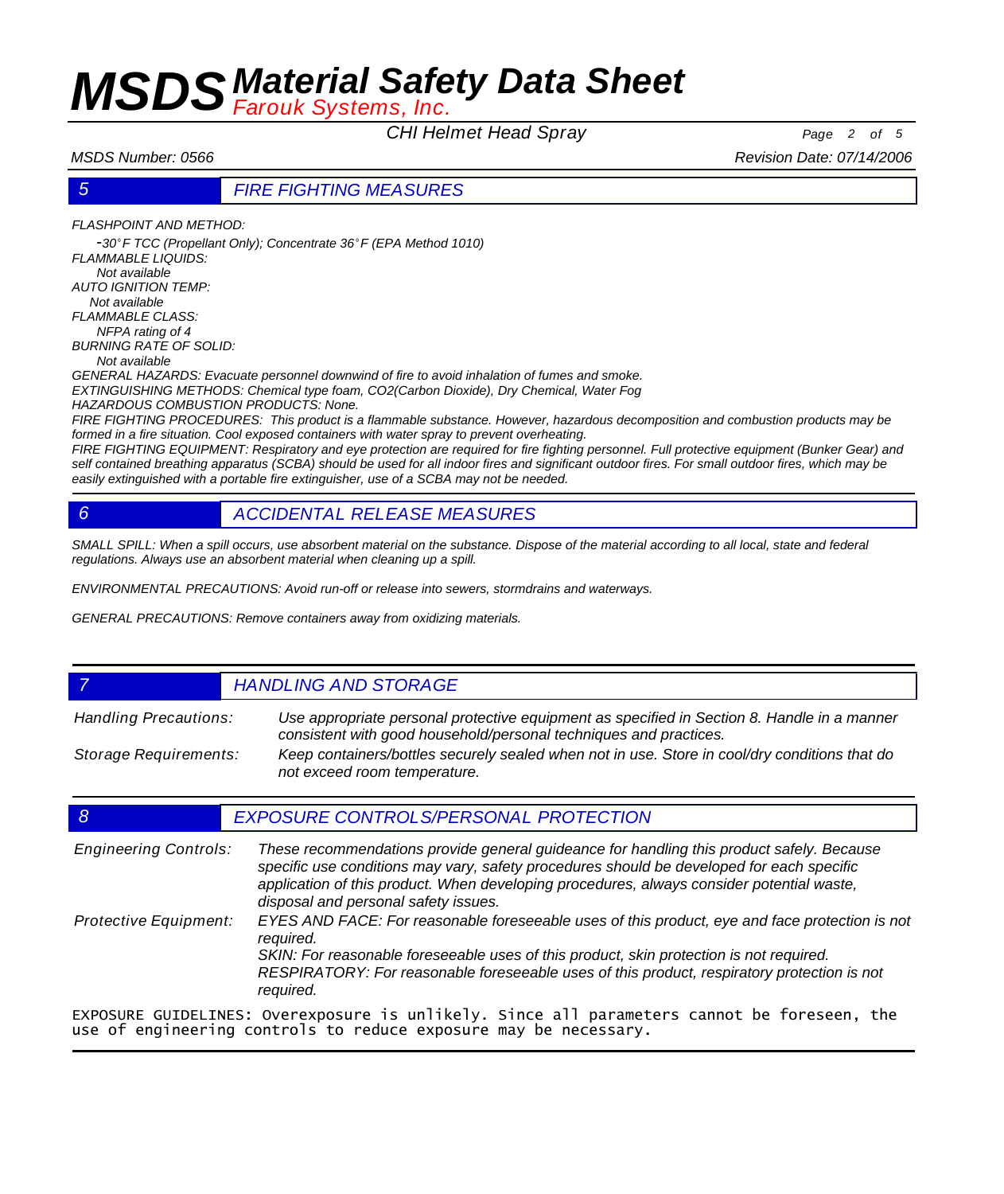## 5 FIRE FIGHTING MEASURES

*FLASHPOINT AND METHOD:*
*-30°F TCC (Propellant Only); Concentrate 36°F (EPA Method 1010)*

*FLAMMABLE LIQUIDS:*
*Not available*

*AUTO IGNITION TEMP:*
*Not available*

*FLAMMABLE CLASS:*
*NFPA rating of 4*

*BURNING RATE OF SOLID:*
*Not available*

*GENERAL HAZARDS: Evacuate personnel downwind of fire to avoid inhalation of fumes and smoke.*

*EXTINGUISHING METHODS: Chemical type foam, CO2(Carbon Dioxide), Dry Chemical, Water Fog*

*HAZARDOUS COMBUSTION PRODUCTS: None.*

*FIRE FIGHTING PROCEDURES: This product is a flammable substance. However, hazardous decomposition and combustion products may be formed in a fire situation. Cool exposed containers with water spray to prevent overheating.*

*FIRE FIGHTING EQUIPMENT: Respiratory and eye protection are required for fire fighting personnel. Full protective equipment (Bunker Gear) and self contained breathing apparatus (SCBA) should be used for all indoor fires and significant outdoor fires. For small outdoor fires, which may be easily extinguished with a portable fire extinguisher, use of a SCBA may not be needed.*

## 6 ACCIDENTAL RELEASE MEASURES

*SMALL SPILL: When a spill occurs, use absorbent material on the substance. Dispose of the material according to all local, state and federal regulations. Always use an absorbent material when cleaning up a spill.*

*ENVIRONMENTAL PRECAUTIONS: Avoid run-off or release into sewers, stormdrains and waterways.*

*GENERAL PRECAUTIONS: Remove containers away from oxidizing materials.*

## 7 HANDLING AND STORAGE

*Handling Precautions:* *Use appropriate personal protective equipment as specified in Section 8. Handle in a manner consistent with good household/personal techniques and practices.*

*Storage Requirements:* *Keep containers/bottles securely sealed when not in use. Store in cool/dry conditions that do not exceed room temperature.*

## 8 EXPOSURE CONTROLS/PERSONAL PROTECTION

*Engineering Controls:* *These recommendations provide general guideance for handling this product safely. Because specific use conditions may vary, safety procedures should be developed for each specific application of this product. When developing procedures, always consider potential waste, disposal and personal safety issues.*

*Protective Equipment:* *EYES AND FACE: For reasonable foreseeable uses of this product, eye and face protection is not required.*
*SKIN: For reasonable foreseeable uses of this product, skin protection is not required.*
*RESPIRATORY: For reasonable foreseeable uses of this product, respiratory protection is not required.*

EXPOSURE GUIDELINES: Overexposure is unlikely. Since all parameters cannot be foreseen, the use of engineering controls to reduce exposure may be necessary.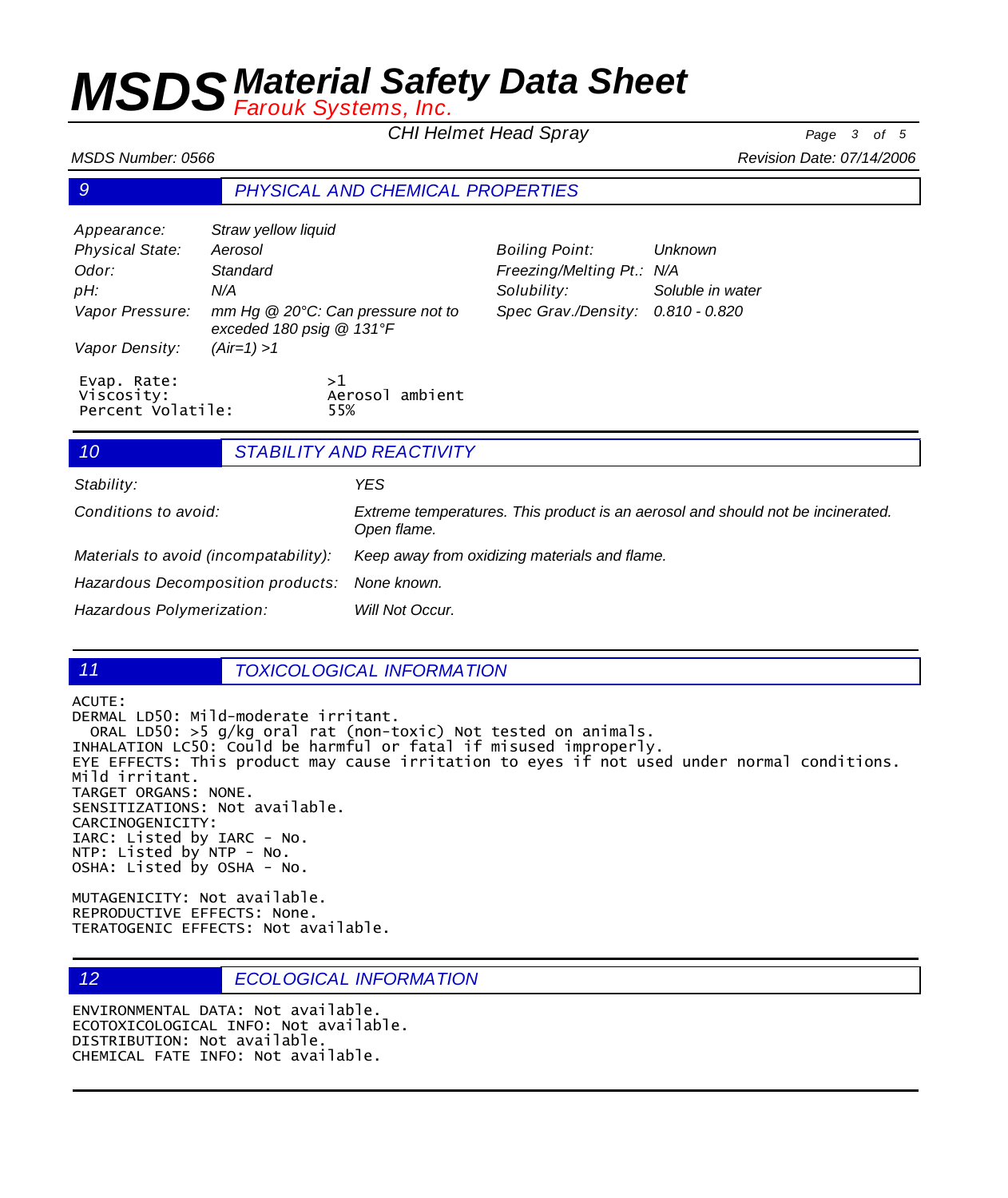## 9 PHYSICAL AND CHEMICAL PROPERTIES

| | | | |
|---|---|---|---|
| *Appearance:* | *Straw yellow liquid* | | |
| *Physical State:* | *Aerosol* | *Boiling Point:* | *Unknown* |
| *Odor:* | *Standard* | *Freezing/Melting Pt.:* | *N/A* |
| *pH:* | *N/A* | *Solubility:* | *Soluble in water* |
| *Vapor Pressure:* | *mm Hg @ 20°C: Can pressure not to exceded 180 psig @ 131°F* | *Spec Grav./Density:* | *0.810 - 0.820* |
| *Vapor Density:* | *(Air=1) >1* | | |

```
Evap. Rate:              >1
Viscosity:               Aerosol ambient
Percent Volatile:        55%
```

## 10 STABILITY AND REACTIVITY

| | |
|---|---|
| *Stability:* | *YES* |
| *Conditions to avoid:* | *Extreme temperatures. This product is an aerosol and should not be incinerated. Open flame.* |
| *Materials to avoid (incompatability):* | *Keep away from oxidizing materials and flame.* |
| *Hazardous Decomposition products:* | *None known.* |
| *Hazardous Polymerization:* | *Will Not Occur.* |

## 11 TOXICOLOGICAL INFORMATION

ACUTE:
DERMAL LD50: Mild-moderate irritant.
ORAL LD50: >5 g/kg oral rat (non-toxic) Not tested on animals.
INHALATION LC50: Could be harmful or fatal if misused improperly.
EYE EFFECTS: This product may cause irritation to eyes if not used under normal conditions. Mild irritant.
TARGET ORGANS: NONE.
SENSITIZATIONS: Not available.
CARCINOGENICITY:
IARC: Listed by IARC - No.
NTP: Listed by NTP - No.
OSHA: Listed by OSHA - No.

MUTAGENICITY: Not available.
REPRODUCTIVE EFFECTS: None.
TERATOGENIC EFFECTS: Not available.

## 12 ECOLOGICAL INFORMATION

ENVIRONMENTAL DATA: Not available.
ECOTOXICOLOGICAL INFO: Not available.
DISTRIBUTION: Not available.
CHEMICAL FATE INFO: Not available.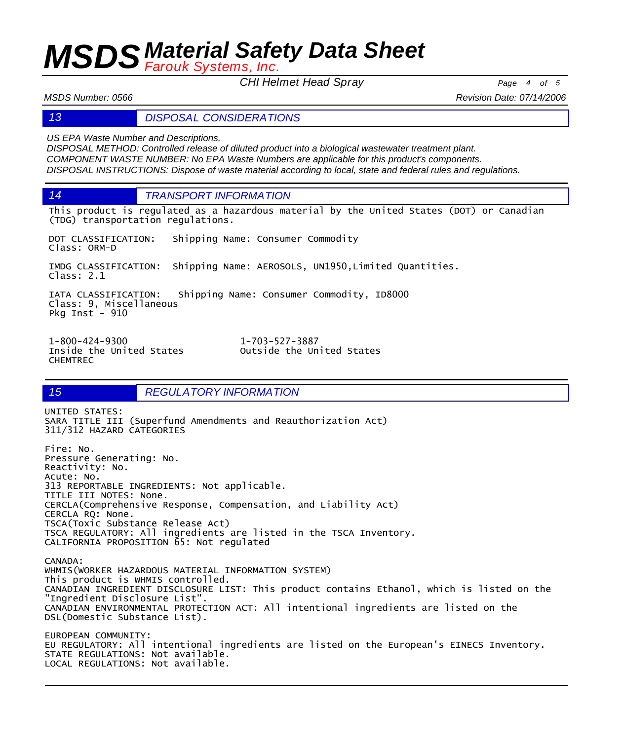## 13 DISPOSAL CONSIDERATIONS

*US EPA Waste Number and Descriptions.*
*DISPOSAL METHOD: Controlled release of diluted product into a biological wastewater treatment plant.*
*COMPONENT WASTE NUMBER: No EPA Waste Numbers are applicable for this product's components.*
*DISPOSAL INSTRUCTIONS: Dispose of waste material according to local, state and federal rules and regulations.*

## 14 TRANSPORT INFORMATION

This product is regulated as a hazardous material by the United States (DOT) or Canadian (TDG) transportation regulations.

DOT CLASSIFICATION: Shipping Name: Consumer Commodity
Class: ORM-D

IMDG CLASSIFICATION: Shipping Name: AEROSOLS, UN1950,Limited Quantities.
Class: 2.1

IATA CLASSIFICATION: Shipping Name: Consumer Commodity, ID8000
Class: 9, Miscellaneous
Pkg Inst - 910

| 1-800-424-9300 | 1-703-527-3887 |
|---|---|
| Inside the United States | Outside the United States |
| CHEMTREC | |

## 15 REGULATORY INFORMATION

UNITED STATES:
SARA TITLE III (Superfund Amendments and Reauthorization Act)
311/312 HAZARD CATEGORIES

Fire: No.
Pressure Generating: No.
Reactivity: No.
Acute: No.
313 REPORTABLE INGREDIENTS: Not applicable.
TITLE III NOTES: None.
CERCLA(Comprehensive Response, Compensation, and Liability Act)
CERCLA RQ: None.
TSCA(Toxic Substance Release Act)
TSCA REGULATORY: All ingredients are listed in the TSCA Inventory.
CALIFORNIA PROPOSITION 65: Not regulated

CANADA:
WHMIS(WORKER HAZARDOUS MATERIAL INFORMATION SYSTEM)
This product is WHMIS controlled.
CANADIAN INGREDIENT DISCLOSURE LIST: This product contains Ethanol, which is listed on the "Ingredient Disclosure List".
CANADIAN ENVIRONMENTAL PROTECTION ACT: All intentional ingredients are listed on the DSL(Domestic Substance List).

EUROPEAN COMMUNITY:
EU REGULATORY: All intentional ingredients are listed on the European's EINECS Inventory.
STATE REGULATIONS: Not available.
LOCAL REGULATIONS: Not available.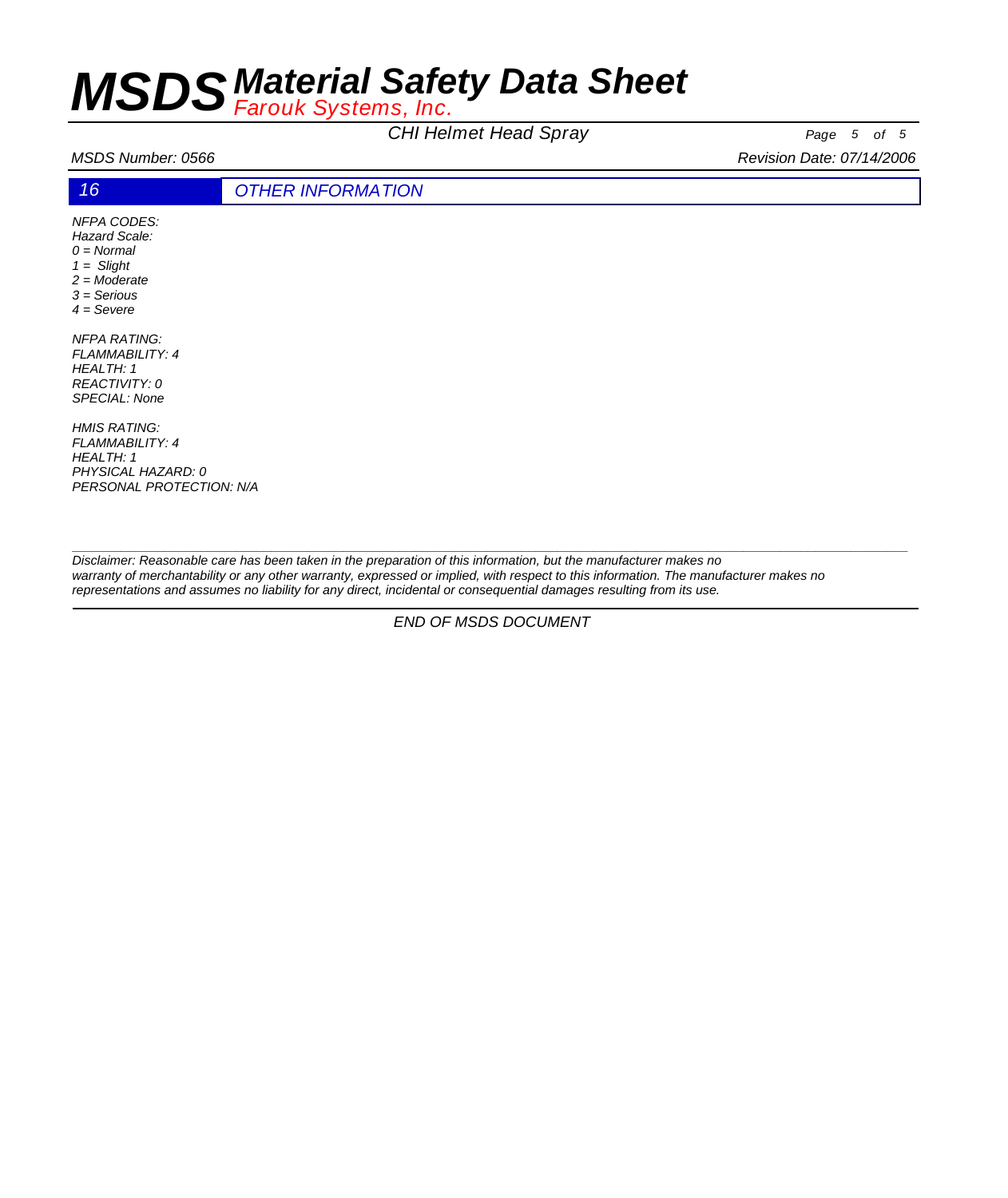## 16 OTHER INFORMATION

*NFPA CODES:*
*Hazard Scale:*
*0 = Normal*
*1 = Slight*
*2 = Moderate*
*3 = Serious*
*4 = Severe*

*NFPA RATING:*
*FLAMMABILITY: 4*
*HEALTH: 1*
*REACTIVITY: 0*
*SPECIAL: None*

*HMIS RATING:*
*FLAMMABILITY: 4*
*HEALTH: 1*
*PHYSICAL HAZARD: 0*
*PERSONAL PROTECTION: N/A*

---

*Disclaimer: Reasonable care has been taken in the preparation of this information, but the manufacturer makes no warranty of merchantability or any other warranty, expressed or implied, with respect to this information. The manufacturer makes no representations and assumes no liability for any direct, incidental or consequential damages resulting from its use.*

---

*END OF MSDS DOCUMENT*